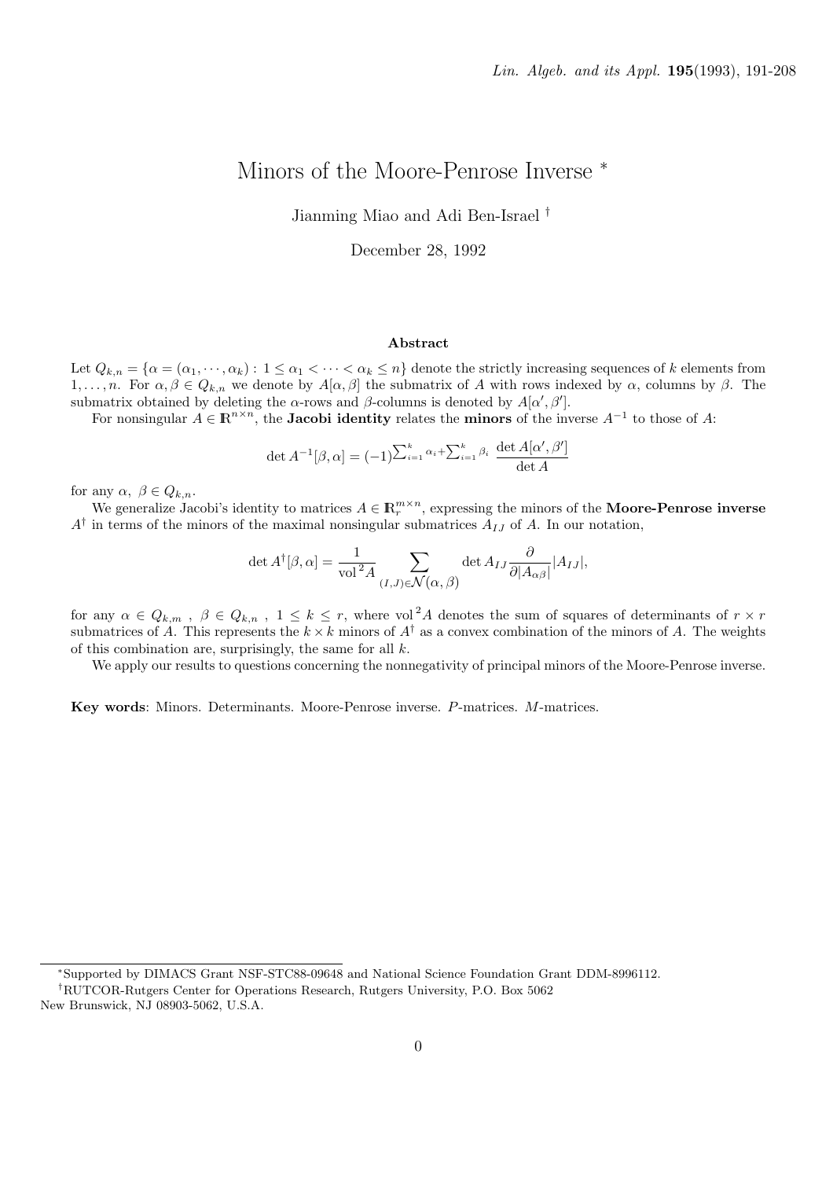Lin. Algeb. and its Appl. **195**(1993), 191-208

# Minors of the Moore-Penrose Inverse *

Jianming Miao and Adi Ben-Israel †

December 28, 1992

### Abstract

Let $Q_{k,n} = \{\alpha = (\alpha_1, \cdots, \alpha_k) : 1 \leq \alpha_1 < \cdots < \alpha_k \leq n\}$ denote the strictly increasing sequences of $k$ elements from $1, \ldots, n$. For $\alpha, \beta \in Q_{k,n}$ we denote by $A[\alpha, \beta]$ the submatrix of $A$ with rows indexed by $\alpha$, columns by $\beta$. The submatrix obtained by deleting the $\alpha$-rows and $\beta$-columns is denoted by $A[\alpha', \beta']$.

For nonsingular $A \in \mathbb{R}^{n \times n}$, the **Jacobi identity** relates the **minors** of the inverse $A^{-1}$ to those of $A$:

$$\det A^{-1}[\beta, \alpha] = (-1)^{\sum_{i=1}^k \alpha_i + \sum_{i=1}^k \beta_i} \frac{\det A[\alpha', \beta']}{\det A}$$

for any $\alpha, \ \beta \in Q_{k,n}$.

We generalize Jacobi's identity to matrices $A \in \mathbb{R}_r^{m \times n}$, expressing the minors of the **Moore-Penrose inverse** $A^\dagger$ in terms of the minors of the maximal nonsingular submatrices $A_{IJ}$ of $A$. In our notation,

$$\det A^\dagger[\beta, \alpha] = \frac{1}{\text{vol}^2 A} \sum_{(I,J) \in \mathcal{N}(\alpha, \beta)} \det A_{IJ} \frac{\partial}{\partial |A_{\alpha\beta}|} |A_{IJ}|,$$

for any $\alpha \in Q_{k,m}$ , $\beta \in Q_{k,n}$ , $1 \leq k \leq r$, where $\text{vol}^2 A$ denotes the sum of squares of determinants of $r \times r$ submatrices of $A$. This represents the $k \times k$ minors of $A^\dagger$ as a convex combination of the minors of $A$. The weights of this combination are, surprisingly, the same for all $k$.

We apply our results to questions concerning the nonnegativity of principal minors of the Moore-Penrose inverse.

**Key words**: Minors. Determinants. Moore-Penrose inverse. $P$-matrices. $M$-matrices.

---

*Supported by DIMACS Grant NSF-STC88-09648 and National Science Foundation Grant DDM-8996112.

†RUTCOR-Rutgers Center for Operations Research, Rutgers University, P.O. Box 5062 New Brunswick, NJ 08903-5062, U.S.A.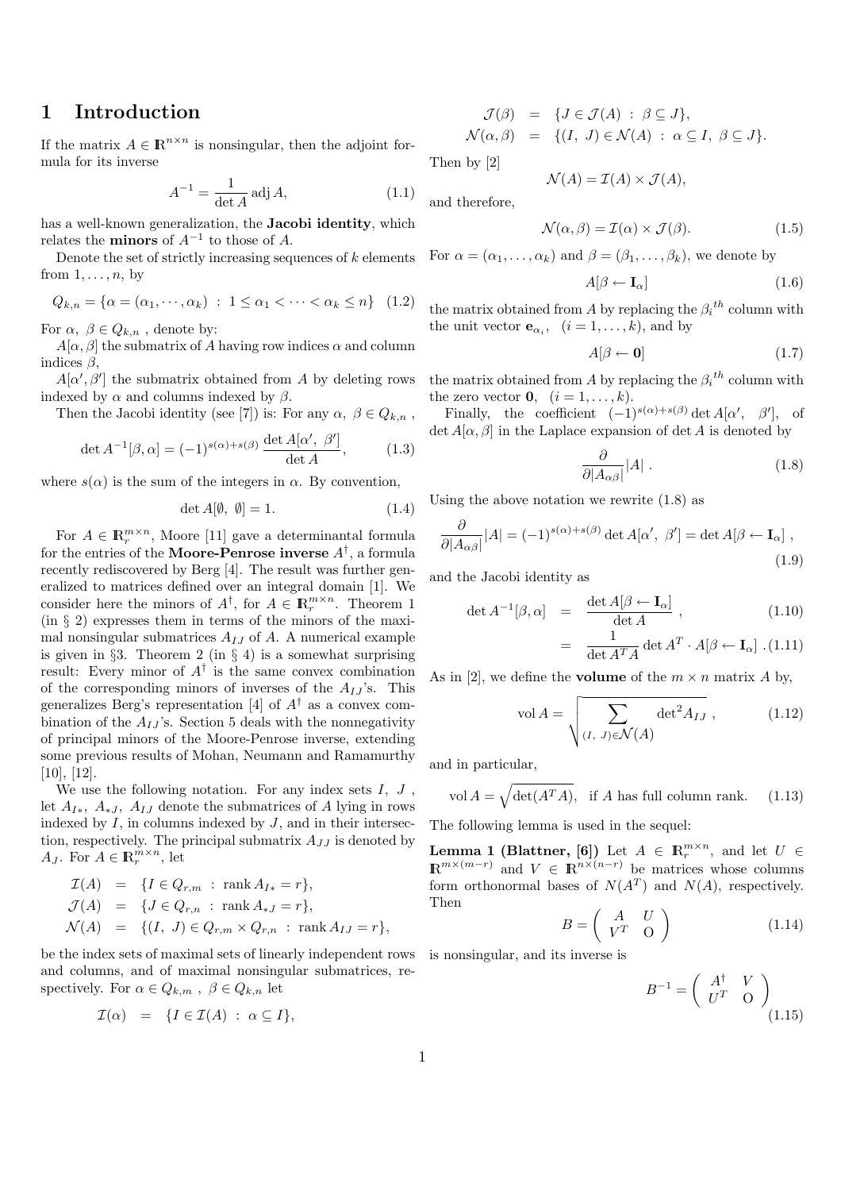# 1 Introduction

If the matrix $A \in \mathbb{R}^{n\times n}$ is nonsingular, then the adjoint formula for its inverse

$$A^{-1} = \frac{1}{\det A}\operatorname{adj} A, \tag{1.1}$$

has a well-known generalization, the **Jacobi identity**, which relates the **minors** of $A^{-1}$ to those of $A$.

Denote the set of strictly increasing sequences of $k$ elements from $1, \ldots, n$, by

$$Q_{k,n} = \{\alpha = (\alpha_1, \cdots, \alpha_k) \ : \ 1 \le \alpha_1 < \cdots < \alpha_k \le n\} \tag{1.2}$$

For $\alpha,\ \beta \in Q_{k,n}$ , denote by:

$A[\alpha, \beta]$ the submatrix of $A$ having row indices $\alpha$ and column indices $\beta$,

$A[\alpha', \beta']$ the submatrix obtained from $A$ by deleting rows indexed by $\alpha$ and columns indexed by $\beta$.

Then the Jacobi identity (see [7]) is: For any $\alpha,\ \beta \in Q_{k,n}$ ,

$$\det A^{-1}[\beta, \alpha] = (-1)^{s(\alpha)+s(\beta)}\,\frac{\det A[\alpha',\ \beta']}{\det A}, \tag{1.3}$$

where $s(\alpha)$ is the sum of the integers in $\alpha$. By convention,

$$\det A[\emptyset,\ \emptyset] = 1. \tag{1.4}$$

For $A \in \mathbb{R}_r^{m\times n}$, Moore [11] gave a determinantal formula for the entries of the **Moore-Penrose inverse** $A^\dagger$, a formula recently rediscovered by Berg [4]. The result was further generalized to matrices defined over an integral domain [1]. We consider here the minors of $A^\dagger$, for $A \in \mathbb{R}_r^{m\times n}$. Theorem 1 (in § 2) expresses them in terms of the minors of the maximal nonsingular submatrices $A_{IJ}$ of $A$. A numerical example is given in §3. Theorem 2 (in § 4) is a somewhat surprising result: Every minor of $A^\dagger$ is the same convex combination of the corresponding minors of inverses of the $A_{IJ}$'s. This generalizes Berg's representation [4] of $A^\dagger$ as a convex combination of the $A_{IJ}$'s. Section 5 deals with the nonnegativity of principal minors of the Moore-Penrose inverse, extending some previous results of Mohan, Neumann and Ramamurthy [10], [12].

We use the following notation. For any index sets $I,\ J$ , let $A_{I*},\ A_{*J},\ A_{IJ}$ denote the submatrices of $A$ lying in rows indexed by $I$, in columns indexed by $J$, and in their intersection, respectively. The principal submatrix $A_{JJ}$ is denoted by $A_J$. For $A \in \mathbb{R}_r^{m\times n}$, let

$$\begin{aligned}
\mathcal{I}(A) &= \{I \in Q_{r,m} \ : \ \operatorname{rank} A_{I*} = r\},\\
\mathcal{J}(A) &= \{J \in Q_{r,n} \ : \ \operatorname{rank} A_{*J} = r\},\\
\mathcal{N}(A) &= \{(I,\ J) \in Q_{r,m} \times Q_{r,n} \ : \ \operatorname{rank} A_{IJ} = r\},
\end{aligned}$$

be the index sets of maximal sets of linearly independent rows and columns, and of maximal nonsingular submatrices, respectively. For $\alpha \in Q_{k,m}$ , $\beta \in Q_{k,n}$ let

$$\begin{aligned}
\mathcal{I}(\alpha) &= \{I \in \mathcal{I}(A) \ : \ \alpha \subseteq I\},\\
\mathcal{J}(\beta) &= \{J \in \mathcal{J}(A) \ : \ \beta \subseteq J\},\\
\mathcal{N}(\alpha, \beta) &= \{(I,\ J) \in \mathcal{N}(A) \ : \ \alpha \subseteq I,\ \beta \subseteq J\}.
\end{aligned}$$

Then by [2]

$$\mathcal{N}(A) = \mathcal{I}(A) \times \mathcal{J}(A),$$

and therefore,

$$\mathcal{N}(\alpha, \beta) = \mathcal{I}(\alpha) \times \mathcal{J}(\beta). \tag{1.5}$$

For $\alpha = (\alpha_1, \ldots, \alpha_k)$ and $\beta = (\beta_1, \ldots, \beta_k)$, we denote by

$$A[\beta \leftarrow \mathbf{I}_\alpha] \tag{1.6}$$

the matrix obtained from $A$ by replacing the $\beta_i{}^{th}$ column with the unit vector $\mathbf{e}_{\alpha_i}$, $(i = 1, \ldots, k)$, and by

$$A[\beta \leftarrow \mathbf{0}] \tag{1.7}$$

the matrix obtained from $A$ by replacing the $\beta_i{}^{th}$ column with the zero vector $\mathbf{0}$, $(i = 1, \ldots, k)$.

Finally, the coefficient $(-1)^{s(\alpha)+s(\beta)} \det A[\alpha',\ \beta']$, of $\det A[\alpha, \beta]$ in the Laplace expansion of $\det A$ is denoted by

$$\frac{\partial}{\partial |A_{\alpha\beta}|}|A| \ . \tag{1.8}$$

Using the above notation we rewrite (1.8) as

$$\frac{\partial}{\partial |A_{\alpha\beta}|}|A| = (-1)^{s(\alpha)+s(\beta)} \det A[\alpha',\ \beta'] = \det A[\beta \leftarrow \mathbf{I}_\alpha] \ , \tag{1.9}$$

and the Jacobi identity as

$$\begin{aligned}
\det A^{-1}[\beta, \alpha] &= \frac{\det A[\beta \leftarrow \mathbf{I}_\alpha]}{\det A} \ , &(1.10)\\
&= \frac{1}{\det A^T A} \det A^T \cdot A[\beta \leftarrow \mathbf{I}_\alpha] \ . &(1.11)
\end{aligned}$$

As in [2], we define the **volume** of the $m \times n$ matrix $A$ by,

$$\operatorname{vol} A = \sqrt{\sum_{(I,\ J) \in \mathcal{N}(A)} \det{}^2 A_{IJ}} \ , \tag{1.12}$$

and in particular,

$$\operatorname{vol} A = \sqrt{\det(A^T A)}, \ \text{ if } A \text{ has full column rank.} \tag{1.13}$$

The following lemma is used in the sequel:

**Lemma 1 (Blattner, [6])** Let $A \in \mathbb{R}_r^{m\times n}$, and let $U \in \mathbb{R}^{m\times(m-r)}$ and $V \in \mathbb{R}^{n\times(n-r)}$ be matrices whose columns form orthonormal bases of $N(A^T)$ and $N(A)$, respectively. Then

$$B = \begin{pmatrix} A & U \\ V^T & O \end{pmatrix} \tag{1.14}$$

is nonsingular, and its inverse is

$$B^{-1} = \begin{pmatrix} A^\dagger & V \\ U^T & O \end{pmatrix} \tag{1.15}$$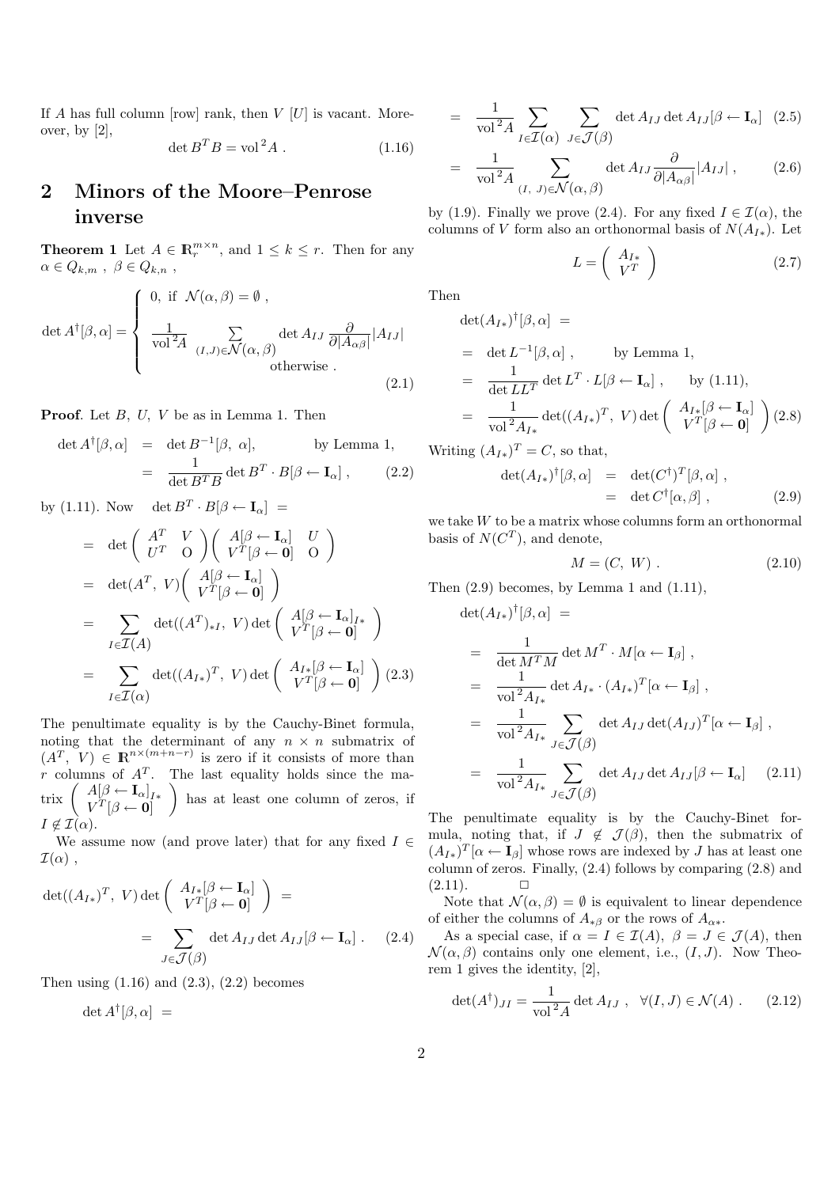If $A$ has full column [row] rank, then $V$ [$U$] is vacant. Moreover, by [2],

$$\det B^T B = \operatorname{vol}^2 A \ . \tag{1.16}$$

## 2 Minors of the Moore–Penrose inverse

**Theorem 1** Let $A \in \mathbb{R}_r^{m\times n}$, and $1 \le k \le r$. Then for any $\alpha \in Q_{k,m}$ , $\beta \in Q_{k,n}$ ,

$$\det A^\dagger[\beta,\alpha] = \begin{cases} 0, \text{ if } \mathcal{N}(\alpha,\beta) = \emptyset \ , \\ \dfrac{1}{\operatorname{vol}^2 A} \displaystyle\sum_{(I,J)\in\mathcal{N}(\alpha,\beta)} \det A_{IJ} \frac{\partial}{\partial |A_{\alpha\beta}|} |A_{IJ}| \\ \qquad\qquad \text{otherwise} \ . \end{cases} \tag{2.1}$$

**Proof**. Let $B,\ U,\ V$ be as in Lemma 1. Then

$$\begin{aligned} \det A^\dagger[\beta,\alpha] &= \det B^{-1}[\beta,\ \alpha], \qquad \text{by Lemma 1,} \\ &= \frac{1}{\det B^T B} \det B^T \cdot B[\beta \leftarrow \mathbf{I}_\alpha] \ , \end{aligned} \tag{2.2}$$

by (1.11). Now $\det B^T \cdot B[\beta \leftarrow \mathbf{I}_\alpha] =$

$$\begin{aligned} &= \det \begin{pmatrix} A^T & V \\ U^T & \mathrm{O} \end{pmatrix} \begin{pmatrix} A[\beta \leftarrow \mathbf{I}_\alpha] & U \\ V^T[\beta \leftarrow \mathbf{0}] & \mathrm{O} \end{pmatrix} \\ &= \det(A^T,\ V) \begin{pmatrix} A[\beta \leftarrow \mathbf{I}_\alpha] \\ V^T[\beta \leftarrow \mathbf{0}] \end{pmatrix} \\ &= \sum_{I\in\mathcal{I}(A)} \det((A^T)_{*I},\ V) \det \begin{pmatrix} A[\beta \leftarrow \mathbf{I}_\alpha]_{I*} \\ V^T[\beta \leftarrow \mathbf{0}] \end{pmatrix} \\ &= \sum_{I\in\mathcal{I}(\alpha)} \det((A_{I*})^T,\ V) \det \begin{pmatrix} A_{I*}[\beta \leftarrow \mathbf{I}_\alpha] \\ V^T[\beta \leftarrow \mathbf{0}] \end{pmatrix} \end{aligned} \tag{2.3}$$

The penultimate equality is by the Cauchy-Binet formula, noting that the determinant of any $n \times n$ submatrix of $(A^T,\ V) \in \mathbb{R}^{n\times(m+n-r)}$ is zero if it consists of more than $r$ columns of $A^T$. The last equality holds since the matrix $\begin{pmatrix} A[\beta \leftarrow \mathbf{I}_\alpha]_{I*} \\ V^T[\beta \leftarrow \mathbf{0}] \end{pmatrix}$ has at least one column of zeros, if $I \notin \mathcal{I}(\alpha)$.

We assume now (and prove later) that for any fixed $I \in \mathcal{I}(\alpha)$ ,

$$\begin{aligned} \det((A_{I*})^T,\ V) \det \begin{pmatrix} A_{I*}[\beta \leftarrow \mathbf{I}_\alpha] \\ V^T[\beta \leftarrow \mathbf{0}] \end{pmatrix} &= \\ = \sum_{J\in\mathcal{J}(\beta)} \det A_{IJ} \det A_{IJ}[\beta \leftarrow \mathbf{I}_\alpha] \ . \end{aligned} \tag{2.4}$$

Then using (1.16) and (2.3), (2.2) becomes

$$\begin{aligned} \det A^\dagger[\beta,\alpha] &= \\ &= \frac{1}{\operatorname{vol}^2 A} \sum_{I\in\mathcal{I}(\alpha)} \sum_{J\in\mathcal{J}(\beta)} \det A_{IJ} \det A_{IJ}[\beta \leftarrow \mathbf{I}_\alpha] \quad (2.5) \\ &= \frac{1}{\operatorname{vol}^2 A} \sum_{(I,\ J)\in\mathcal{N}(\alpha,\beta)} \det A_{IJ} \frac{\partial}{\partial |A_{\alpha\beta}|} |A_{IJ}| \ , \quad (2.6) \end{aligned}$$

by (1.9). Finally we prove (2.4). For any fixed $I \in \mathcal{I}(\alpha)$, the columns of $V$ form also an orthonormal basis of $N(A_{I*})$. Let

$$L = \begin{pmatrix} A_{I*} \\ V^T \end{pmatrix} \tag{2.7}$$

Then

$$\begin{aligned} \det(A_{I*})^\dagger[\beta,\alpha] &= \\ &= \det L^{-1}[\beta,\alpha] \ , \qquad \text{by Lemma 1,} \\ &= \frac{1}{\det LL^T} \det L^T \cdot L[\beta \leftarrow \mathbf{I}_\alpha] \ , \qquad \text{by (1.11),} \\ &= \frac{1}{\operatorname{vol}^2 A_{I*}} \det((A_{I*})^T,\ V) \det \begin{pmatrix} A_{I*}[\beta \leftarrow \mathbf{I}_\alpha] \\ V^T[\beta \leftarrow \mathbf{0}] \end{pmatrix} \end{aligned} \tag{2.8}$$

Writing $(A_{I*})^T = C$, so that,

$$\begin{aligned} \det(A_{I*})^\dagger[\beta,\alpha] &= \det(C^\dagger)^T[\beta,\alpha] \ , \\ &= \det C^\dagger[\alpha,\beta] \ , \end{aligned} \tag{2.9}$$

we take $W$ to be a matrix whose columns form an orthonormal basis of $N(C^T)$, and denote,

$$M = (C,\ W) \ . \tag{2.10}$$

Then (2.9) becomes, by Lemma 1 and (1.11),

$$\begin{aligned} \det(A_{I*})^\dagger[\beta,\alpha] &= \\ &= \frac{1}{\det M^T M} \det M^T \cdot M[\alpha \leftarrow \mathbf{I}_\beta] \ , \\ &= \frac{1}{\operatorname{vol}^2 A_{I*}} \det A_{I*} \cdot (A_{I*})^T[\alpha \leftarrow \mathbf{I}_\beta] \ , \\ &= \frac{1}{\operatorname{vol}^2 A_{I*}} \sum_{J\in\mathcal{J}(\beta)} \det A_{IJ} \det(A_{IJ})^T[\alpha \leftarrow \mathbf{I}_\beta] \ , \\ &= \frac{1}{\operatorname{vol}^2 A_{I*}} \sum_{J\in\mathcal{J}(\beta)} \det A_{IJ} \det A_{IJ}[\beta \leftarrow \mathbf{I}_\alpha] \end{aligned} \tag{2.11}$$

The penultimate equality is by the Cauchy-Binet formula, noting that, if $J \notin \mathcal{J}(\beta)$, then the submatrix of $(A_{I*})^T[\alpha \leftarrow \mathbf{I}_\beta]$ whose rows are indexed by $J$ has at least one column of zeros. Finally, (2.4) follows by comparing (2.8) and (2.11). $\square$

Note that $\mathcal{N}(\alpha,\beta) = \emptyset$ is equivalent to linear dependence of either the columns of $A_{*\beta}$ or the rows of $A_{\alpha*}$.

As a special case, if $\alpha = I \in \mathcal{I}(A),\ \beta = J \in \mathcal{J}(A)$, then $\mathcal{N}(\alpha,\beta)$ contains only one element, i.e., $(I,J)$. Now Theorem 1 gives the identity, [2],

$$\det(A^\dagger)_{JI} = \frac{1}{\operatorname{vol}^2 A} \det A_{IJ} \ , \quad \forall (I,J) \in \mathcal{N}(A) \ . \tag{2.12}$$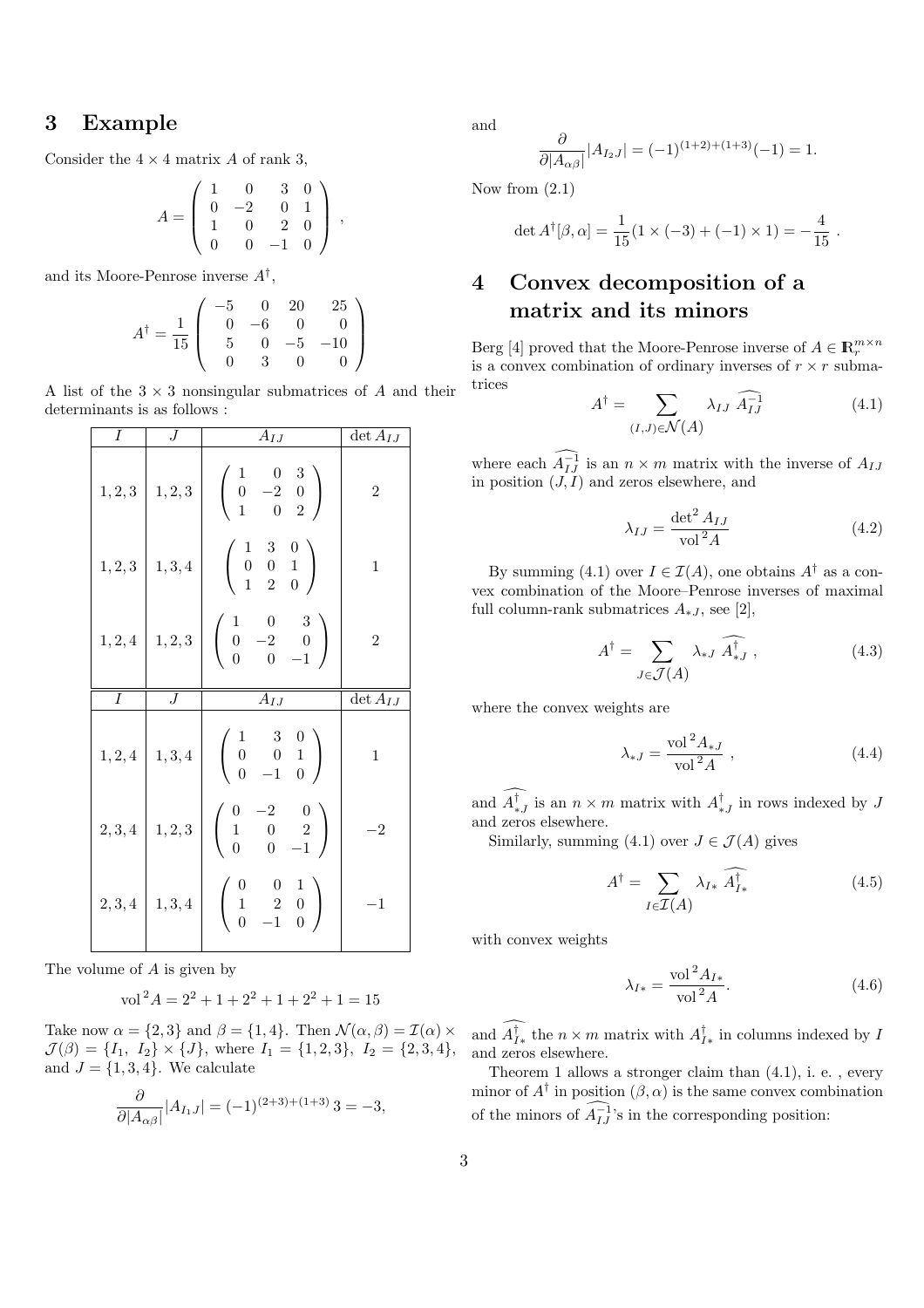## 3 Example

Consider the $4 \times 4$ matrix $A$ of rank 3,

$$A = \begin{pmatrix} 1 & 0 & 3 & 0 \\ 0 & -2 & 0 & 1 \\ 1 & 0 & 2 & 0 \\ 0 & 0 & -1 & 0 \end{pmatrix} ,$$

and its Moore-Penrose inverse $A^\dagger$,

$$A^\dagger = \frac{1}{15} \begin{pmatrix} -5 & 0 & 20 & 25 \\ 0 & -6 & 0 & 0 \\ 5 & 0 & -5 & -10 \\ 0 & 3 & 0 & 0 \end{pmatrix}$$

A list of the $3 \times 3$ nonsingular submatrices of $A$ and their determinants is as follows :

| $I$ | $J$ | $A_{IJ}$ | $\det A_{IJ}$ |
|---|---|---|---|
| $1,2,3$ | $1,2,3$ | $\begin{pmatrix} 1 & 0 & 3 \\ 0 & -2 & 0 \\ 1 & 0 & 2 \end{pmatrix}$ | $2$ |
| $1,2,3$ | $1,3,4$ | $\begin{pmatrix} 1 & 3 & 0 \\ 0 & 0 & 1 \\ 1 & 2 & 0 \end{pmatrix}$ | $1$ |
| $1,2,4$ | $1,2,3$ | $\begin{pmatrix} 1 & 0 & 3 \\ 0 & -2 & 0 \\ 0 & 0 & -1 \end{pmatrix}$ | $2$ |
| $1,2,4$ | $1,3,4$ | $\begin{pmatrix} 1 & 3 & 0 \\ 0 & 0 & 1 \\ 0 & -1 & 0 \end{pmatrix}$ | $1$ |
| $2,3,4$ | $1,2,3$ | $\begin{pmatrix} 0 & -2 & 0 \\ 1 & 0 & 2 \\ 0 & 0 & -1 \end{pmatrix}$ | $-2$ |
| $2,3,4$ | $1,3,4$ | $\begin{pmatrix} 0 & 0 & 1 \\ 1 & 2 & 0 \\ 0 & -1 & 0 \end{pmatrix}$ | $-1$ |

The volume of $A$ is given by

$$\mathrm{vol}^2 A = 2^2 + 1 + 2^2 + 1 + 2^2 + 1 = 15$$

Take now $\alpha = \{2,3\}$ and $\beta = \{1,4\}$. Then $\mathcal{N}(\alpha,\beta) = \mathcal{I}(\alpha) \times \mathcal{J}(\beta) = \{I_1,\ I_2\} \times \{J\}$, where $I_1 = \{1,2,3\},\ I_2 = \{2,3,4\}$, and $J = \{1,3,4\}$. We calculate

$$\frac{\partial}{\partial |A_{\alpha\beta}|} |A_{I_1 J}| = (-1)^{(2+3)+(1+3)}\, 3 = -3,$$

and

$$\frac{\partial}{\partial |A_{\alpha\beta}|} |A_{I_2 J}| = (-1)^{(1+2)+(1+3)}(-1) = 1.$$

Now from (2.1)

$$\det A^\dagger[\beta,\alpha] = \frac{1}{15}(1 \times (-3) + (-1) \times 1) = -\frac{4}{15} \ .$$

## 4 Convex decomposition of a matrix and its minors

Berg [4] proved that the Moore-Penrose inverse of $A \in \mathbb{R}_r^{m \times n}$ is a convex combination of ordinary inverses of $r \times r$ submatrices

$$A^\dagger = \sum_{(I,J) \in \mathcal{N}(A)} \lambda_{IJ}\ \widehat{A_{IJ}^{-1}} \tag{4.1}$$

where each $\widehat{A_{IJ}^{-1}}$ is an $n \times m$ matrix with the inverse of $A_{IJ}$ in position $(J,I)$ and zeros elsewhere, and

$$\lambda_{IJ} = \frac{\det^2 A_{IJ}}{\mathrm{vol}^2 A} \tag{4.2}$$

By summing (4.1) over $I \in \mathcal{I}(A)$, one obtains $A^\dagger$ as a convex combination of the Moore–Penrose inverses of maximal full column-rank submatrices $A_{*J}$, see [2],

$$A^\dagger = \sum_{J \in \mathcal{J}(A)} \lambda_{*J}\ \widehat{A_{*J}^\dagger}\ , \tag{4.3}$$

where the convex weights are

$$\lambda_{*J} = \frac{\mathrm{vol}^2 A_{*J}}{\mathrm{vol}^2 A}\ , \tag{4.4}$$

and $\widehat{A_{*J}^\dagger}$ is an $n \times m$ matrix with $A_{*J}^\dagger$ in rows indexed by $J$ and zeros elsewhere.

Similarly, summing (4.1) over $J \in \mathcal{J}(A)$ gives

$$A^\dagger = \sum_{I \in \mathcal{I}(A)} \lambda_{I*}\ \widehat{A_{I*}^\dagger} \tag{4.5}$$

with convex weights

$$\lambda_{I*} = \frac{\mathrm{vol}^2 A_{I*}}{\mathrm{vol}^2 A}. \tag{4.6}$$

and $\widehat{A_{I*}^\dagger}$ the $n \times m$ matrix with $A_{I*}^\dagger$ in columns indexed by $I$ and zeros elsewhere.

Theorem 1 allows a stronger claim than (4.1), i. e. , every minor of $A^\dagger$ in position $(\beta,\alpha)$ is the same convex combination of the minors of $\widehat{A_{IJ}^{-1}}$'s in the corresponding position: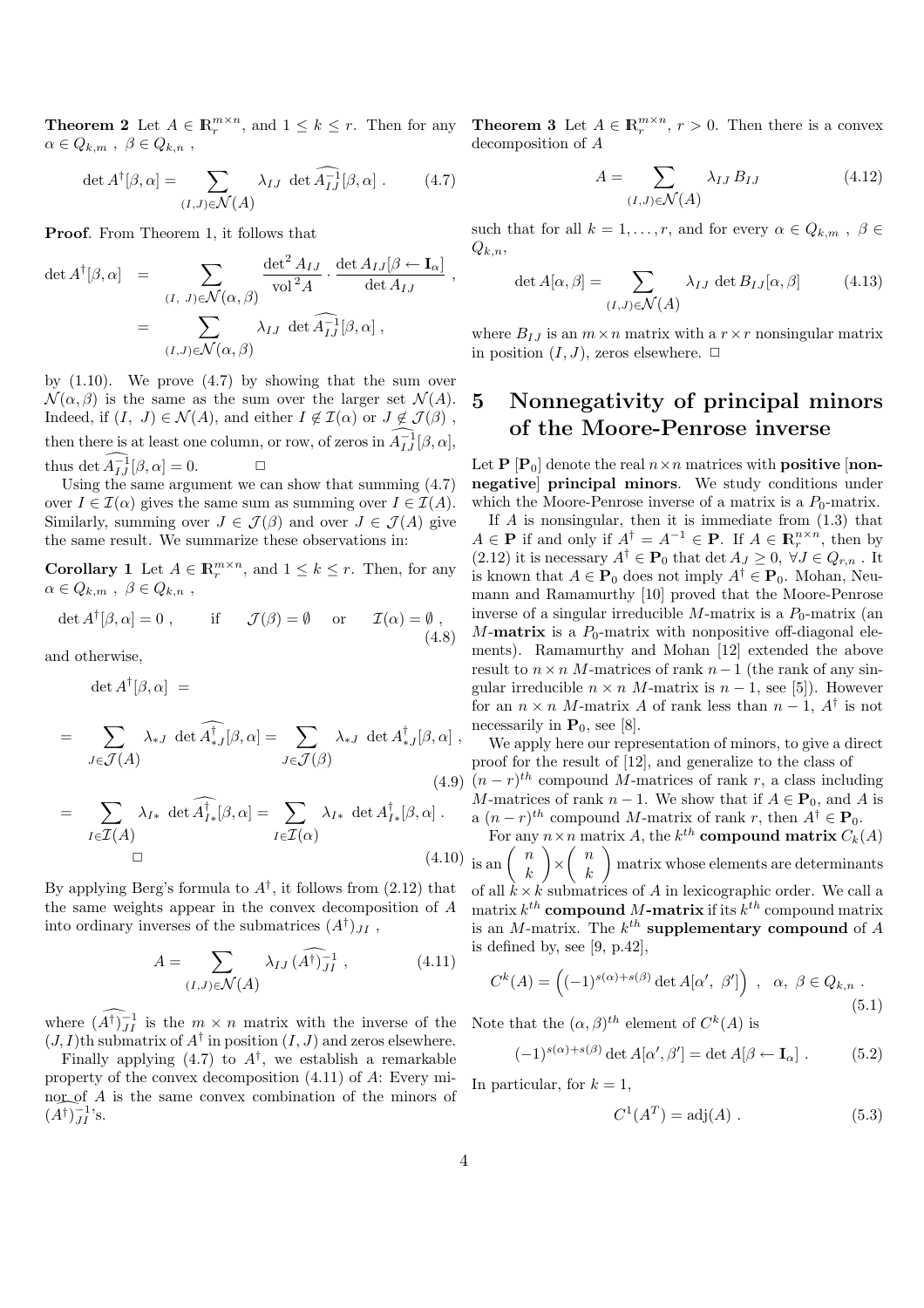**Theorem 2** Let $A \in \mathbb{R}_r^{m\times n}$, and $1 \le k \le r$. Then for any $\alpha \in Q_{k,m}$ , $\beta \in Q_{k,n}$ ,

$$\det A^\dagger[\beta,\alpha] = \sum_{(I,J)\in\mathcal{N}(A)} \lambda_{IJ}\ \det \widehat{A_{IJ}^{-1}}[\beta,\alpha] \ . \tag{4.7}$$

**Proof**. From Theorem 1, it follows that

$$\begin{aligned}\det A^\dagger[\beta,\alpha] &= \sum_{(I,\ J)\in\mathcal{N}(\alpha,\beta)} \frac{\det^2 A_{IJ}}{\operatorname{vol}^2 A}\cdot\frac{\det A_{IJ}[\beta\leftarrow \mathbf{I}_\alpha]}{\det A_{IJ}} \ ,\\ &= \sum_{(I,J)\in\mathcal{N}(\alpha,\beta)} \lambda_{IJ}\ \det \widehat{A_{IJ}^{-1}}[\beta,\alpha] \ ,\end{aligned}$$

by (1.10). We prove (4.7) by showing that the sum over $\mathcal{N}(\alpha,\beta)$ is the same as the sum over the larger set $\mathcal{N}(A)$. Indeed, if $(I,\ J)\in\mathcal{N}(A)$, and either $I\notin\mathcal{I}(\alpha)$ or $J\notin\mathcal{J}(\beta)$ , then there is at least one column, or row, of zeros in $\widehat{A_{IJ}^{-1}}[\beta,\alpha]$, thus $\det \widehat{A_{IJ}^{-1}}[\beta,\alpha]=0$. $\square$

Using the same argument we can show that summing (4.7) over $I\in\mathcal{I}(\alpha)$ gives the same sum as summing over $I\in\mathcal{I}(A)$. Similarly, summing over $J\in\mathcal{J}(\beta)$ and over $J\in\mathcal{J}(A)$ give the same result. We summarize these observations in:

**Corollary 1** Let $A \in \mathbb{R}_r^{m\times n}$, and $1 \le k \le r$. Then, for any $\alpha \in Q_{k,m}$ , $\beta \in Q_{k,n}$ ,

$$\det A^\dagger[\beta,\alpha] = 0 \ , \qquad \text{if} \qquad \mathcal{J}(\beta)=\emptyset \quad \text{or} \quad \mathcal{I}(\alpha)=\emptyset \ , \tag{4.8}$$

and otherwise,

$$\begin{aligned}&\det A^\dagger[\beta,\alpha] \ = \\ &= \sum_{J\in\mathcal{J}(A)} \lambda_{*J}\ \det \widehat{A_{*J}^\dagger}[\beta,\alpha] = \sum_{J\in\mathcal{J}(\beta)} \lambda_{*J}\ \det A_{*J}^\dagger[\beta,\alpha] \ , \end{aligned}\tag{4.9}$$

$$= \sum_{I\in\mathcal{I}(A)} \lambda_{I*}\ \det \widehat{A_{I*}^\dagger}[\beta,\alpha] = \sum_{I\in\mathcal{I}(\alpha)} \lambda_{I*}\ \det A_{I*}^\dagger[\beta,\alpha] \ . \tag{4.10}$$

$\square$

By applying Berg's formula to $A^\dagger$, it follows from (2.12) that the same weights appear in the convex decomposition of $A$ into ordinary inverses of the submatrices $(A^\dagger)_{JI}$ ,

$$A = \sum_{(I,J)\in\mathcal{N}(A)} \lambda_{IJ}\, \widehat{(A^\dagger)}_{JI}^{-1} \ , \tag{4.11}$$

where $\widehat{(A^\dagger)}_{JI}^{-1}$ is the $m\times n$ matrix with the inverse of the $(J,I)$th submatrix of $A^\dagger$ in position $(I,J)$ and zeros elsewhere.

Finally applying (4.7) to $A^\dagger$, we establish a remarkable property of the convex decomposition (4.11) of $A$: Every minor of $A$ is the same convex combination of the minors of $\widehat{(A^\dagger)}_{JI}^{-1}$'s.

**Theorem 3** Let $A \in \mathbb{R}_r^{m\times n}$, $r>0$. Then there is a convex decomposition of $A$

$$A = \sum_{(I,J)\in\mathcal{N}(A)} \lambda_{IJ}\, B_{IJ} \tag{4.12}$$

such that for all $k=1,\ldots,r$, and for every $\alpha \in Q_{k,m}$ , $\beta \in Q_{k,n}$,

$$\det A[\alpha,\beta] = \sum_{(I,J)\in\mathcal{N}(A)} \lambda_{IJ}\ \det B_{IJ}[\alpha,\beta] \tag{4.13}$$

where $B_{IJ}$ is an $m\times n$ matrix with a $r\times r$ nonsingular matrix in position $(I,J)$, zeros elsewhere. $\square$

# 5 Nonnegativity of principal minors of the Moore-Penrose inverse

Let $\mathbf{P}$ $[\mathbf{P}_0]$ denote the real $n\times n$ matrices with **positive** [**nonnegative**] **principal minors**. We study conditions under which the Moore-Penrose inverse of a matrix is a $P_0$-matrix.

If $A$ is nonsingular, then it is immediate from (1.3) that $A\in\mathbf{P}$ if and only if $A^\dagger = A^{-1}\in\mathbf{P}$. If $A\in\mathbb{R}_r^{n\times n}$, then by (2.12) it is necessary $A^\dagger\in\mathbf{P}_0$ that $\det A_J\ge 0$, $\forall J\in Q_{r,n}$ . It is known that $A\in\mathbf{P}_0$ does not imply $A^\dagger\in\mathbf{P}_0$. Mohan, Neumann and Ramamurthy [10] proved that the Moore-Penrose inverse of a singular irreducible $M$-matrix is a $P_0$-matrix (an $M$-**matrix** is a $P_0$-matrix with nonpositive off-diagonal elements). Ramamurthy and Mohan [12] extended the above result to $n\times n$ $M$-matrices of rank $n-1$ (the rank of any singular irreducible $n\times n$ $M$-matrix is $n-1$, see [5]). However for an $n\times n$ $M$-matrix $A$ of rank less than $n-1$, $A^\dagger$ is not necessarily in $\mathbf{P}_0$, see [8].

We apply here our representation of minors, to give a direct proof for the result of [12], and generalize to the class of $(n-r)^{th}$ compound $M$-matrices of rank $r$, a class including $M$-matrices of rank $n-1$. We show that if $A\in\mathbf{P}_0$, and $A$ is a $(n-r)^{th}$ compound $M$-matrix of rank $r$, then $A^\dagger\in\mathbf{P}_0$.

For any $n\times n$ matrix $A$, the $k^{th}$ **compound matrix** $C_k(A)$ is an $\begin{pmatrix} n\\ k\end{pmatrix}\times\begin{pmatrix} n\\ k\end{pmatrix}$ matrix whose elements are determinants of all $k\times k$ submatrices of $A$ in lexicographic order. We call a matrix $k^{th}$ **compound** $M$**-matrix** if its $k^{th}$ compound matrix is an $M$-matrix. The $k^{th}$ **supplementary compound** of $A$ is defined by, see [9, p.42],

$$C^k(A) = \left((-1)^{s(\alpha)+s(\beta)}\det A[\alpha',\ \beta']\right) \ , \quad \alpha,\ \beta\in Q_{k,n} \ . \tag{5.1}$$

Note that the $(\alpha,\beta)^{th}$ element of $C^k(A)$ is

$$(-1)^{s(\alpha)+s(\beta)}\det A[\alpha',\beta'] = \det A[\beta\leftarrow \mathbf{I}_\alpha] \ . \tag{5.2}$$

In particular, for $k=1$,

$$C^1(A^T) = \operatorname{adj}(A) \ . \tag{5.3}$$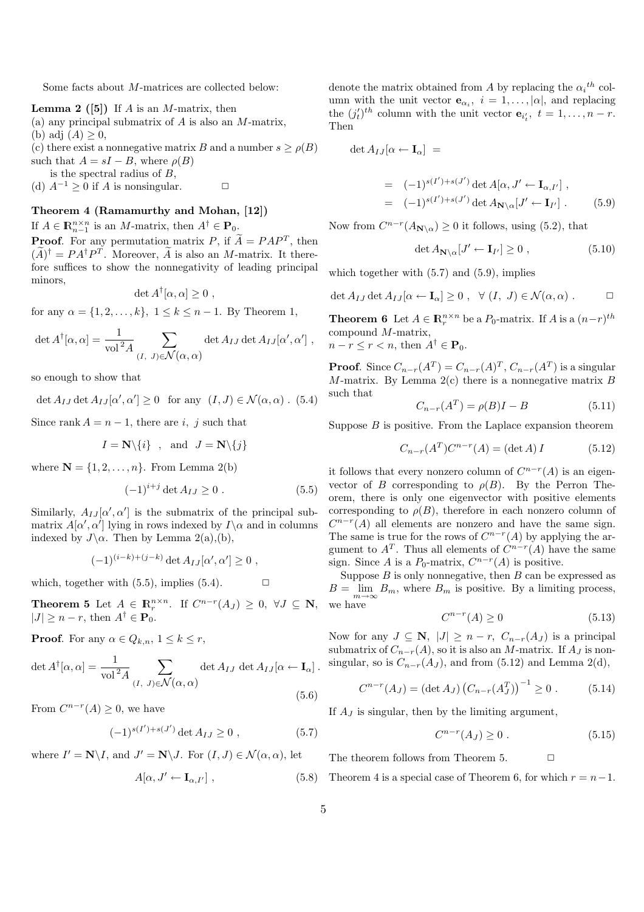Some facts about $M$-matrices are collected below:

**Lemma 2 ([5])** If $A$ is an $M$-matrix, then
(a) any principal submatrix of $A$ is also an $M$-matrix,
(b) adj $(A) \geq 0$,
(c) there exist a nonnegative matrix $B$ and a number $s \geq \rho(B)$ such that $A = sI - B$, where $\rho(B)$
is the spectral radius of $B$,
(d) $A^{-1} \geq 0$ if $A$ is nonsingular. $\square$

**Theorem 4 (Ramamurthy and Mohan, [12])**
If $A \in \mathbb{R}_{n-1}^{n\times n}$ is an $M$-matrix, then $A^{\dagger} \in \mathbf{P}_0$.

**Proof**. For any permutation matrix $P$, if $\widetilde{A} = PAP^T$, then $(\widetilde{A})^{\dagger} = PA^{\dagger}P^T$. Moreover, $\widetilde{A}$ is also an $M$-matrix. It therefore suffices to show the nonnegativity of leading principal minors,

$$\det A^{\dagger}[\alpha, \alpha] \geq 0 ,$$

for any $\alpha = \{1, 2, \ldots, k\}$, $1 \leq k \leq n-1$. By Theorem 1,

$$\det A^{\dagger}[\alpha, \alpha] = \frac{1}{\operatorname{vol}^2 A} \sum_{(I,\ J) \in \mathcal{N}(\alpha, \alpha)} \det A_{IJ} \det A_{IJ}[\alpha', \alpha'] ,$$

so enough to show that

$$\det A_{IJ} \det A_{IJ}[\alpha', \alpha'] \geq 0 \quad \text{for any } \ (I, J) \in \mathcal{N}(\alpha, \alpha) . \tag{5.4}$$

Since rank $A = n-1$, there are $i,\ j$ such that

$$I = \mathbf{N}\backslash\{i\} \quad , \quad \text{and} \quad J = \mathbf{N}\backslash\{j\}$$

where $\mathbf{N} = \{1, 2, \ldots, n\}$. From Lemma 2(b)

$$(-1)^{i+j} \det A_{IJ} \geq 0 . \tag{5.5}$$

Similarly, $A_{IJ}[\alpha', \alpha']$ is the submatrix of the principal submatrix $A[\alpha', \alpha']$ lying in rows indexed by $I\backslash\alpha$ and in columns indexed by $J\backslash\alpha$. Then by Lemma 2(a),(b),

$$(-1)^{(i-k)+(j-k)} \det A_{IJ}[\alpha', \alpha'] \geq 0 ,$$

which, together with (5.5), implies (5.4). $\square$

**Theorem 5** Let $A \in \mathbb{R}_r^{n\times n}$. If $C^{n-r}(A_J) \geq 0$, $\forall J \subseteq \mathbf{N}$, $|J| \geq n-r$, then $A^{\dagger} \in \mathbf{P}_0$.

**Proof**. For any $\alpha \in Q_{k,n}$, $1 \leq k \leq r$,

$$\det A^{\dagger}[\alpha, \alpha] = \frac{1}{\operatorname{vol}^2 A} \sum_{(I,\ J) \in \mathcal{N}(\alpha, \alpha)} \det A_{IJ}\ \det A_{IJ}[\alpha \leftarrow \mathbf{I}_{\alpha}] . \tag{5.6}$$

From $C^{n-r}(A) \geq 0$, we have

$$(-1)^{s(I')+s(J')} \det A_{IJ} \geq 0 , \tag{5.7}$$

where $I' = \mathbf{N}\backslash I$, and $J' = \mathbf{N}\backslash J$. For $(I, J) \in \mathcal{N}(\alpha, \alpha)$, let

$$A[\alpha, J' \leftarrow \mathbf{I}_{\alpha, I'}] , \tag{5.8}$$

denote the matrix obtained from $A$ by replacing the $\alpha_i{}^{th}$ column with the unit vector $\mathbf{e}_{\alpha_i}$, $i = 1, \ldots, |\alpha|$, and replacing the $(j_t')^{th}$ column with the unit vector $\mathbf{e}_{i_t'}$, $t = 1, \ldots, n-r$. Then

$$\begin{aligned}
\det A_{IJ}[\alpha \leftarrow \mathbf{I}_{\alpha}] \ &= \\
&= (-1)^{s(I')+s(J')} \det A[\alpha, J' \leftarrow \mathbf{I}_{\alpha, I'}] , \\
&= (-1)^{s(I')+s(J')} \det A_{\mathbf{N}\backslash\alpha}[J' \leftarrow \mathbf{I}_{I'}] .
\end{aligned} \tag{5.9}$$

Now from $C^{n-r}(A_{\mathbf{N}\backslash\alpha}) \geq 0$ it follows, using (5.2), that

$$\det A_{\mathbf{N}\backslash\alpha}[J' \leftarrow \mathbf{I}_{I'}] \geq 0 , \tag{5.10}$$

which together with (5.7) and (5.9), implies

$$\det A_{IJ} \det A_{IJ}[\alpha \leftarrow \mathbf{I}_{\alpha}] \geq 0 , \ \ \forall\ (I,\ J) \in \mathcal{N}(\alpha, \alpha) . \qquad \square$$

**Theorem 6** Let $A \in \mathbb{R}_r^{n\times n}$ be a $P_0$-matrix. If $A$ is a $(n-r)^{th}$ compound $M$-matrix,
$n-r \leq r < n$, then $A^{\dagger} \in \mathbf{P}_0$.

**Proof**. Since $C_{n-r}(A^T) = C_{n-r}(A)^T$, $C_{n-r}(A^T)$ is a singular $M$-matrix. By Lemma 2(c) there is a nonnegative matrix $B$ such that

$$C_{n-r}(A^T) = \rho(B)I - B \tag{5.11}$$

Suppose $B$ is positive. From the Laplace expansion theorem

$$C_{n-r}(A^T)C^{n-r}(A) = (\det A)\, I \tag{5.12}$$

it follows that every nonzero column of $C^{n-r}(A)$ is an eigenvector of $B$ corresponding to $\rho(B)$. By the Perron Theorem, there is only one eigenvector with positive elements corresponding to $\rho(B)$, therefore in each nonzero column of $C^{n-r}(A)$ all elements are nonzero and have the same sign. The same is true for the rows of $C^{n-r}(A)$ by applying the argument to $A^T$. Thus all elements of $C^{n-r}(A)$ have the same sign. Since $A$ is a $P_0$-matrix, $C^{n-r}(A)$ is positive.

Suppose $B$ is only nonnegative, then $B$ can be expressed as $B = \lim\limits_{m\to\infty} B_m$, where $B_m$ is positive. By a limiting process, we have

$$C^{n-r}(A) \geq 0 \tag{5.13}$$

Now for any $J \subseteq \mathbf{N}$, $|J| \geq n-r$, $C_{n-r}(A_J)$ is a principal submatrix of $C_{n-r}(A)$, so it is also an $M$-matrix. If $A_J$ is nonsingular, so is $C_{n-r}(A_J)$, and from (5.12) and Lemma 2(d),

$$C^{n-r}(A_J) = (\det A_J)\left(C_{n-r}(A_J^T)\right)^{-1} \geq 0 . \tag{5.14}$$

If $A_J$ is singular, then by the limiting argument,

$$C^{n-r}(A_J) \geq 0 . \tag{5.15}$$

The theorem follows from Theorem 5. $\square$

Theorem 4 is a special case of Theorem 6, for which $r = n-1$.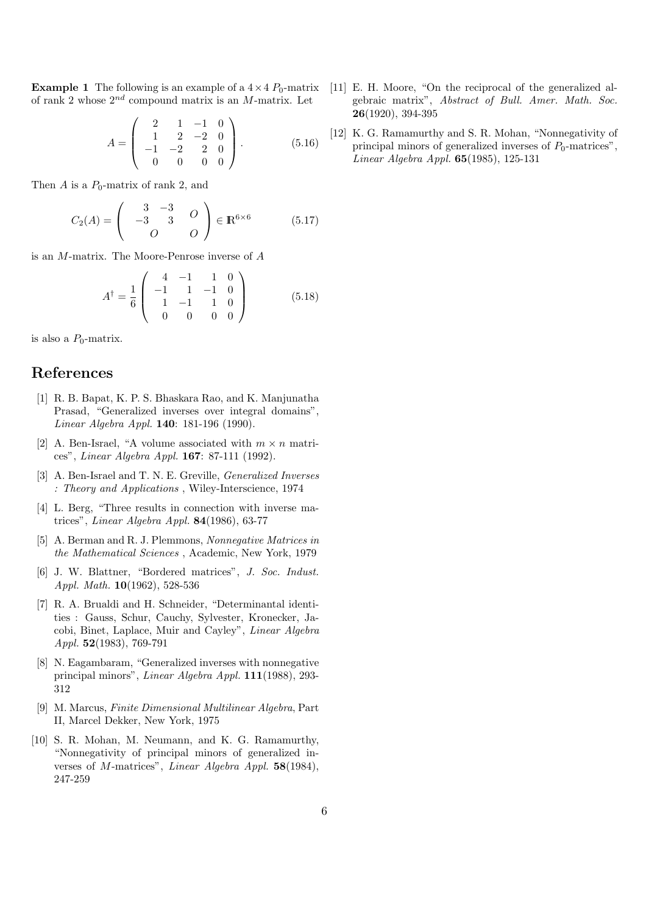**Example 1** The following is an example of a $4\times 4$ $P_0$-matrix of rank 2 whose $2^{nd}$ compound matrix is an $M$-matrix. Let

$$A = \begin{pmatrix} 2 & 1 & -1 & 0 \\ 1 & 2 & -2 & 0 \\ -1 & -2 & 2 & 0 \\ 0 & 0 & 0 & 0 \end{pmatrix}. \tag{5.16}$$

Then $A$ is a $P_0$-matrix of rank 2, and

$$C_2(A) = \begin{pmatrix} \begin{matrix} 3 & -3 \\ -3 & 3 \end{matrix} & O \\ O & O \end{pmatrix} \in \mathbb{R}^{6\times 6} \tag{5.17}$$

is an $M$-matrix. The Moore-Penrose inverse of $A$

$$A^{\dagger} = \frac{1}{6}\begin{pmatrix} 4 & -1 & 1 & 0 \\ -1 & 1 & -1 & 0 \\ 1 & -1 & 1 & 0 \\ 0 & 0 & 0 & 0 \end{pmatrix} \tag{5.18}$$

is also a $P_0$-matrix.

## References

[1] R. B. Bapat, K. P. S. Bhaskara Rao, and K. Manjunatha Prasad, "Generalized inverses over integral domains", *Linear Algebra Appl.* **140**: 181-196 (1990).

[2] A. Ben-Israel, "A volume associated with $m \times n$ matrices", *Linear Algebra Appl.* **167**: 87-111 (1992).

[3] A. Ben-Israel and T. N. E. Greville, *Generalized Inverses : Theory and Applications* , Wiley-Interscience, 1974

[4] L. Berg, "Three results in connection with inverse matrices", *Linear Algebra Appl.* **84**(1986), 63-77

[5] A. Berman and R. J. Plemmons, *Nonnegative Matrices in the Mathematical Sciences* , Academic, New York, 1979

[6] J. W. Blattner, "Bordered matrices", *J. Soc. Indust. Appl. Math.* **10**(1962), 528-536

[7] R. A. Brualdi and H. Schneider, "Determinantal identities : Gauss, Schur, Cauchy, Sylvester, Kronecker, Jacobi, Binet, Laplace, Muir and Cayley", *Linear Algebra Appl.* **52**(1983), 769-791

[8] N. Eagambaram, "Generalized inverses with nonnegative principal minors", *Linear Algebra Appl.* **111**(1988), 293-312

[9] M. Marcus, *Finite Dimensional Multilinear Algebra*, Part II, Marcel Dekker, New York, 1975

[10] S. R. Mohan, M. Neumann, and K. G. Ramamurthy, "Nonnegativity of principal minors of generalized inverses of $M$-matrices", *Linear Algebra Appl.* **58**(1984), 247-259

[11] E. H. Moore, "On the reciprocal of the generalized algebraic matrix", *Abstract of Bull. Amer. Math. Soc.* **26**(1920), 394-395

[12] K. G. Ramamurthy and S. R. Mohan, "Nonnegativity of principal minors of generalized inverses of $P_0$-matrices", *Linear Algebra Appl.* **65**(1985), 125-131